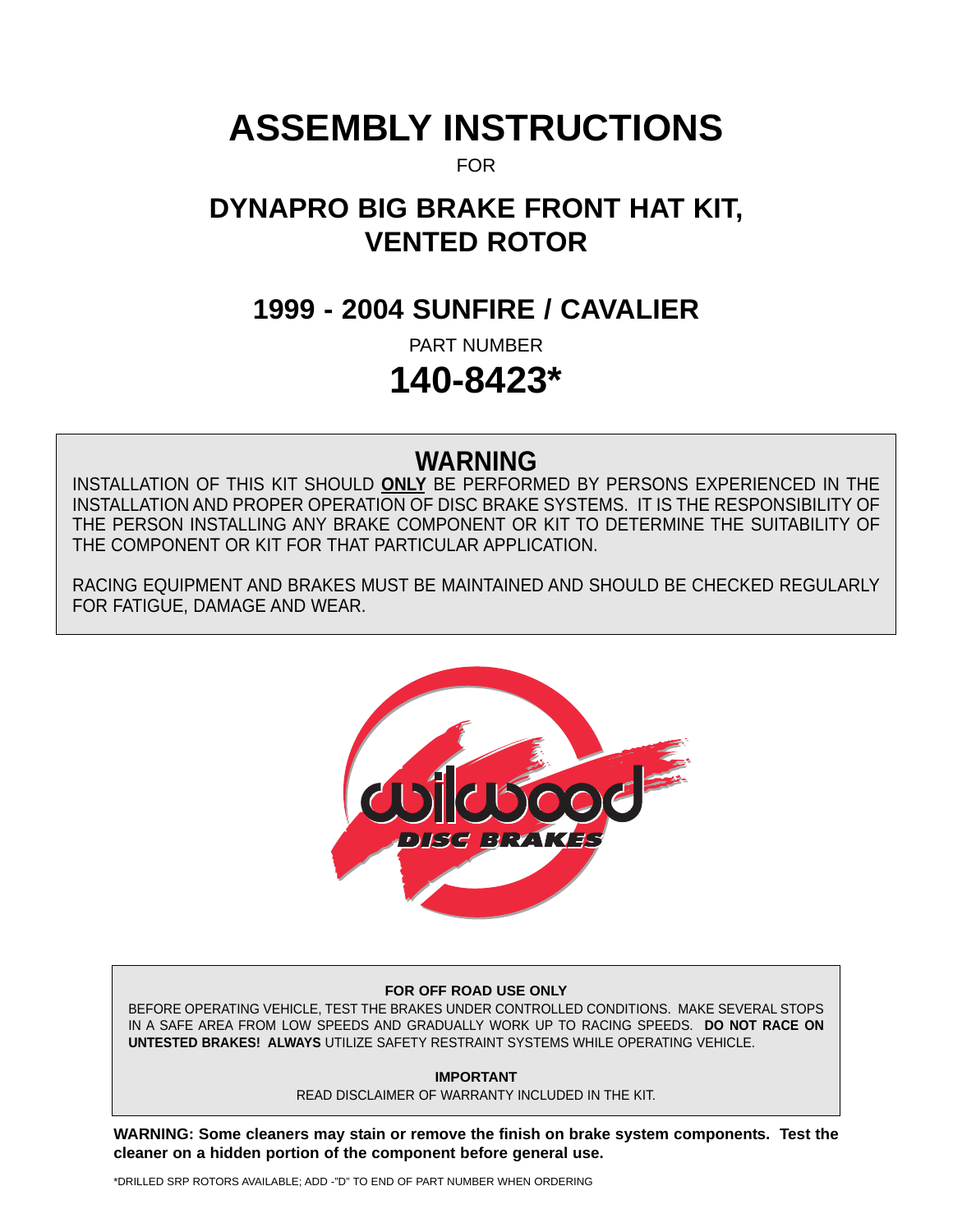# ASSEMBLY INSTRUCTIONS

FOR

## DYNAPRO BIG BRAKE FRONT HAT KIT, VENTED ROTOR

## 1999 - 2004 SUNFIRE / CAVALIER

PART NUMBER

# 140-8423*

## WARNING

INSTALLATION OF THIS KIT SHOULD **ONLY** BE PERFORMED BY PERSONS EXPERIENCED IN THE INSTALLATION AND PROPER OPERATION OF DISC BRAKE SYSTEMS. IT IS THE RESPONSIBILITY OF THE PERSON INSTALLING ANY BRAKE COMPONENT OR KIT TO DETERMINE THE SUITABILITY OF THE COMPONENT OR KIT FOR THAT PARTICULAR APPLICATION.

RACING EQUIPMENT AND BRAKES MUST BE MAINTAINED AND SHOULD BE CHECKED REGULARLY FOR FATIGUE, DAMAGE AND WEAR.

wilwood DISC BRAKES

**FOR OFF ROAD USE ONLY**

BEFORE OPERATING VEHICLE, TEST THE BRAKES UNDER CONTROLLED CONDITIONS. MAKE SEVERAL STOPS IN A SAFE AREA FROM LOW SPEEDS AND GRADUALLY WORK UP TO RACING SPEEDS. **DO NOT RACE ON UNTESTED BRAKES! ALWAYS** UTILIZE SAFETY RESTRAINT SYSTEMS WHILE OPERATING VEHICLE.

**IMPORTANT**

READ DISCLAIMER OF WARRANTY INCLUDED IN THE KIT.

**WARNING: Some cleaners may stain or remove the finish on brake system components. Test the cleaner on a hidden portion of the component before general use.**

*DRILLED SRP ROTORS AVAILABLE; ADD -"D" TO END OF PART NUMBER WHEN ORDERING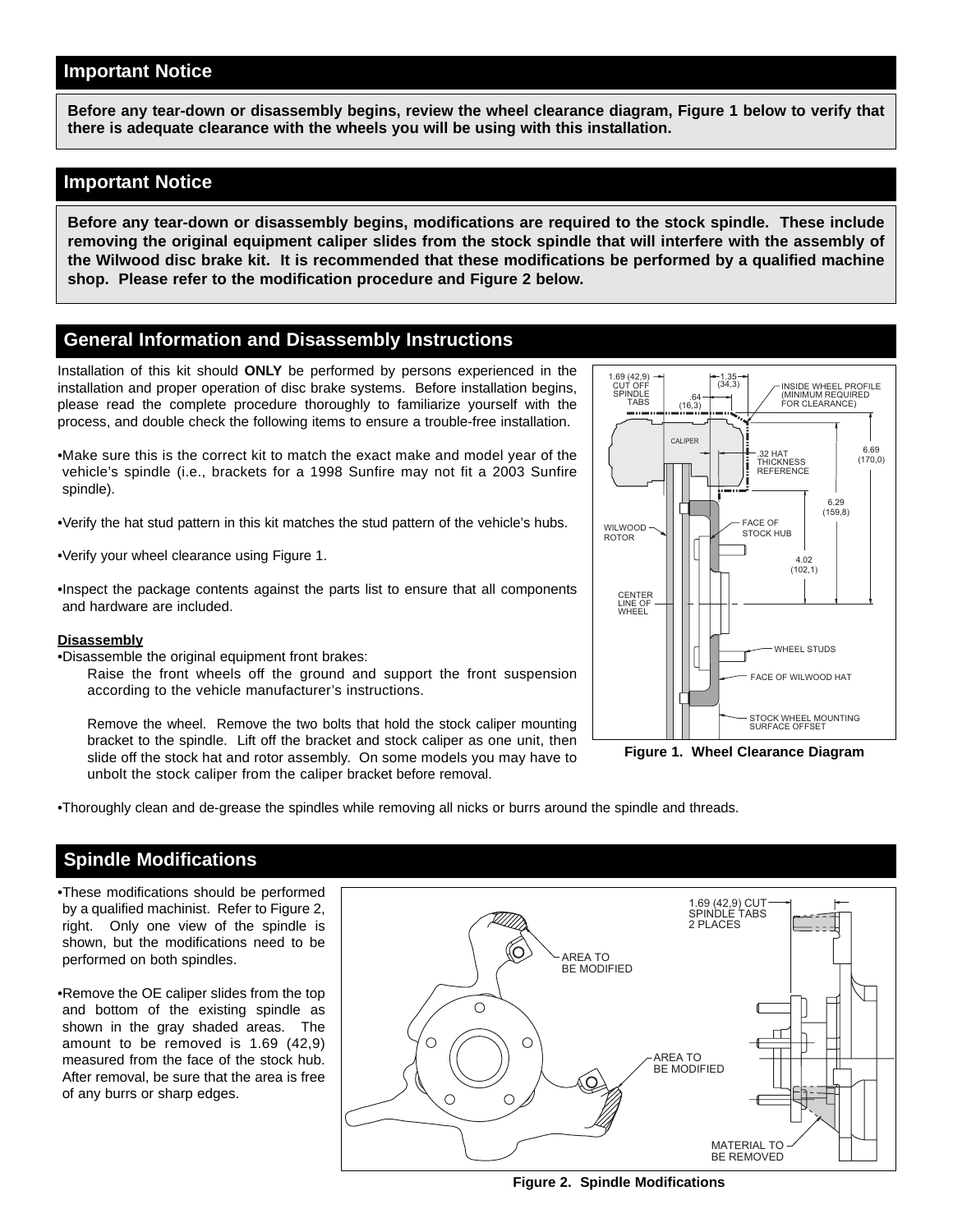## Important Notice

**Before any tear-down or disassembly begins, review the wheel clearance diagram, Figure 1 below to verify that there is adequate clearance with the wheels you will be using with this installation.**

## Important Notice

**Before any tear-down or disassembly begins, modifications are required to the stock spindle. These include removing the original equipment caliper slides from the stock spindle that will interfere with the assembly of the Wilwood disc brake kit. It is recommended that these modifications be performed by a qualified machine shop. Please refer to the modification procedure and Figure 2 below.**

## General Information and Disassembly Instructions

Installation of this kit should **ONLY** be performed by persons experienced in the installation and proper operation of disc brake systems. Before installation begins, please read the complete procedure thoroughly to familiarize yourself with the process, and double check the following items to ensure a trouble-free installation.

- Make sure this is the correct kit to match the exact make and model year of the vehicle's spindle (i.e., brackets for a 1998 Sunfire may not fit a 2003 Sunfire spindle).
- Verify the hat stud pattern in this kit matches the stud pattern of the vehicle's hubs.
- Verify your wheel clearance using Figure 1.
- Inspect the package contents against the parts list to ensure that all components and hardware are included.

**Disassembly**

- Disassemble the original equipment front brakes:

  Raise the front wheels off the ground and support the front suspension according to the vehicle manufacturer's instructions.

  Remove the wheel. Remove the two bolts that hold the stock caliper mounting bracket to the spindle. Lift off the bracket and stock caliper as one unit, then slide off the stock hat and rotor assembly. On some models you may have to unbolt the stock caliper from the caliper bracket before removal.

- Thoroughly clean and de-grease the spindles while removing all nicks or burrs around the spindle and threads.

**Figure 1. Wheel Clearance Diagram**

## Spindle Modifications

- These modifications should be performed by a qualified machinist. Refer to Figure 2, right. Only one view of the spindle is shown, but the modifications need to be performed on both spindles.
- Remove the OE caliper slides from the top and bottom of the existing spindle as shown in the gray shaded areas. The amount to be removed is 1.69 (42,9) measured from the face of the stock hub. After removal, be sure that the area is free of any burrs or sharp edges.

**Figure 2. Spindle Modifications**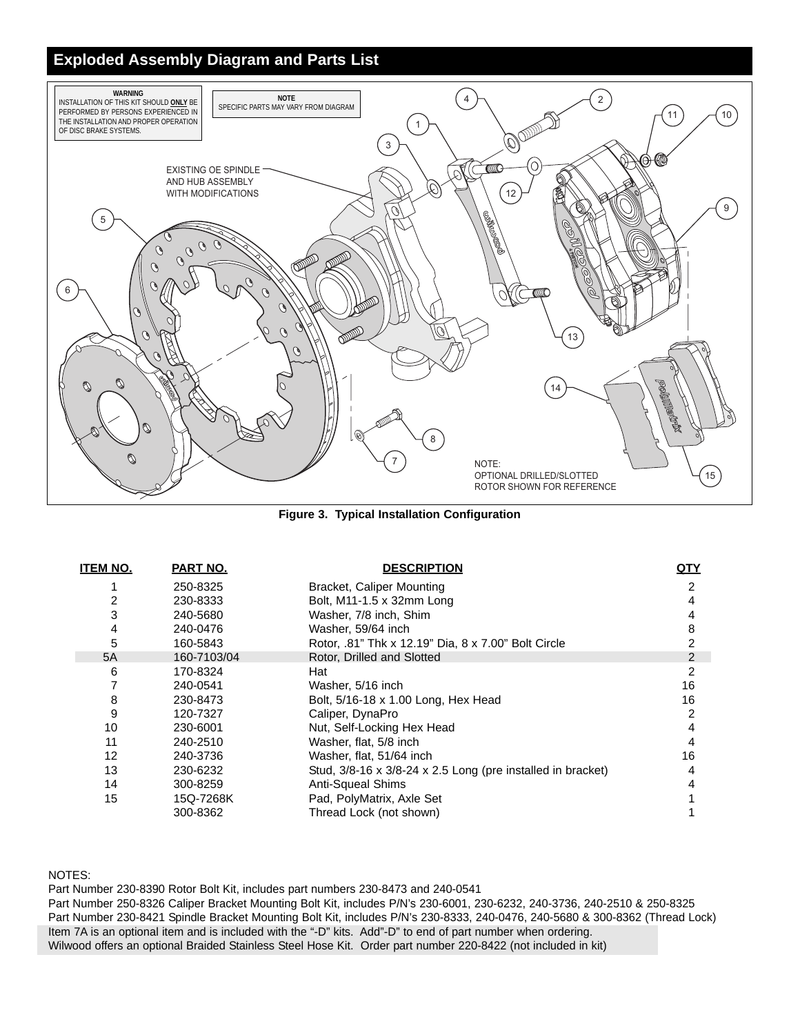## Exploded Assembly Diagram and Parts List

**WARNING**
INSTALLATION OF THIS KIT SHOULD **ONLY** BE PERFORMED BY PERSONS EXPERIENCED IN THE INSTALLATION AND PROPER OPERATION OF DISC BRAKE SYSTEMS.

**NOTE**
SPECIFIC PARTS MAY VARY FROM DIAGRAM

EXISTING OE SPINDLE AND HUB ASSEMBLY WITH MODIFICATIONS

NOTE:
OPTIONAL DRILLED/SLOTTED ROTOR SHOWN FOR REFERENCE

**Figure 3. Typical Installation Configuration**

| ITEM NO. | PART NO. | DESCRIPTION | QTY |
|---|---|---|---|
| 1 | 250-8325 | Bracket, Caliper Mounting | 2 |
| 2 | 230-8333 | Bolt, M11-1.5 x 32mm Long | 4 |
| 3 | 240-5680 | Washer, 7/8 inch, Shim | 4 |
| 4 | 240-0476 | Washer, 59/64 inch | 8 |
| 5 | 160-5843 | Rotor, .81" Thk x 12.19" Dia, 8 x 7.00" Bolt Circle | 2 |
| 5A | 160-7103/04 | Rotor, Drilled and Slotted | 2 |
| 6 | 170-8324 | Hat | 2 |
| 7 | 240-0541 | Washer, 5/16 inch | 16 |
| 8 | 230-8473 | Bolt, 5/16-18 x 1.00 Long, Hex Head | 16 |
| 9 | 120-7327 | Caliper, DynaPro | 2 |
| 10 | 230-6001 | Nut, Self-Locking Hex Head | 4 |
| 11 | 240-2510 | Washer, flat, 5/8 inch | 4 |
| 12 | 240-3736 | Washer, flat, 51/64 inch | 16 |
| 13 | 230-6232 | Stud, 3/8-16 x 3/8-24 x 2.5 Long (pre installed in bracket) | 4 |
| 14 | 300-8259 | Anti-Squeal Shims | 4 |
| 15 | 15Q-7268K | Pad, PolyMatrix, Axle Set | 1 |
| | 300-8362 | Thread Lock (not shown) | 1 |

NOTES:
Part Number 230-8390 Rotor Bolt Kit, includes part numbers 230-8473 and 240-0541
Part Number 250-8326 Caliper Bracket Mounting Bolt Kit, includes P/N's 230-6001, 230-6232, 240-3736, 240-2510 & 250-8325
Part Number 230-8421 Spindle Bracket Mounting Bolt Kit, includes P/N's 230-8333, 240-0476, 240-5680 & 300-8362 (Thread Lock)
Item 7A is an optional item and is included with the "-D" kits. Add"-D" to end of part number when ordering.
Wilwood offers an optional Braided Stainless Steel Hose Kit. Order part number 220-8422 (not included in kit)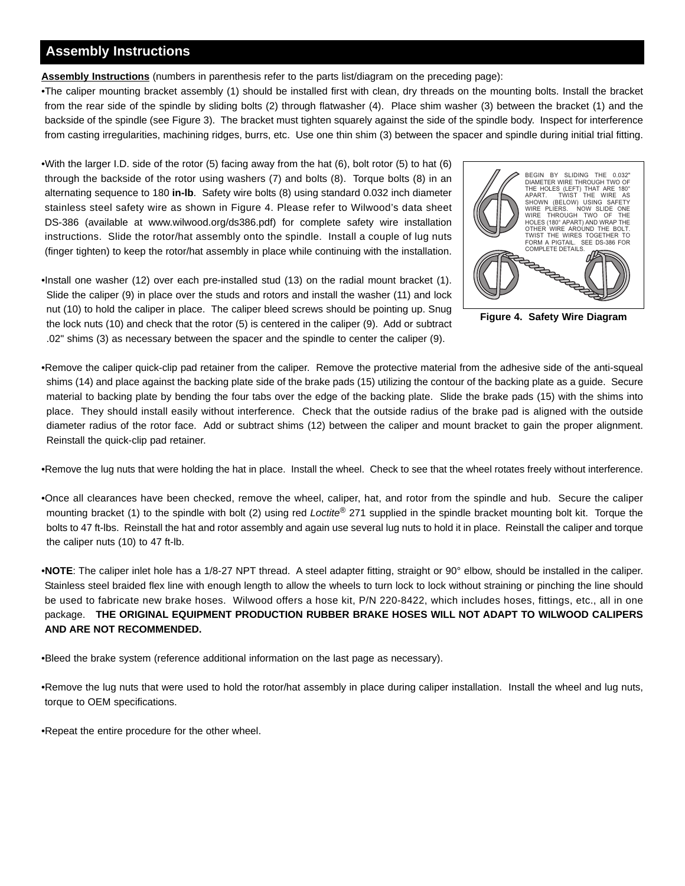## Assembly Instructions

**Assembly Instructions** (numbers in parenthesis refer to the parts list/diagram on the preceding page):

- The caliper mounting bracket assembly (1) should be installed first with clean, dry threads on the mounting bolts. Install the bracket from the rear side of the spindle by sliding bolts (2) through flatwasher (4). Place shim washer (3) between the bracket (1) and the backside of the spindle (see Figure 3). The bracket must tighten squarely against the side of the spindle body. Inspect for interference from casting irregularities, machining ridges, burrs, etc. Use one thin shim (3) between the spacer and spindle during initial trial fitting.

- With the larger I.D. side of the rotor (5) facing away from the hat (6), bolt rotor (5) to hat (6) through the backside of the rotor using washers (7) and bolts (8). Torque bolts (8) in an alternating sequence to 180 **in-lb**. Safety wire bolts (8) using standard 0.032 inch diameter stainless steel safety wire as shown in Figure 4. Please refer to Wilwood's data sheet DS-386 (available at www.wilwood.org/ds386.pdf) for complete safety wire installation instructions. Slide the rotor/hat assembly onto the spindle. Install a couple of lug nuts (finger tighten) to keep the rotor/hat assembly in place while continuing with the installation.

BEGIN BY SLIDING THE 0.032" DIAMETER WIRE THROUGH TWO OF THE HOLES (LEFT) THAT ARE 180° APART. TWIST THE WIRE AS SHOWN (BELOW) USING SAFETY WIRE PLIERS. NOW SLIDE ONE WIRE THROUGH TWO OF THE HOLES (180° APART) AND WRAP THE OTHER WIRE AROUND THE BOLT. TWIST THE WIRES TOGETHER TO FORM A PIGTAIL. SEE DS-386 FOR COMPLETE DETAILS.

**Figure 4. Safety Wire Diagram**

- Install one washer (12) over each pre-installed stud (13) on the radial mount bracket (1). Slide the caliper (9) in place over the studs and rotors and install the washer (11) and lock nut (10) to hold the caliper in place. The caliper bleed screws should be pointing up. Snug the lock nuts (10) and check that the rotor (5) is centered in the caliper (9). Add or subtract .02" shims (3) as necessary between the spacer and the spindle to center the caliper (9).

- Remove the caliper quick-clip pad retainer from the caliper. Remove the protective material from the adhesive side of the anti-squeal shims (14) and place against the backing plate side of the brake pads (15) utilizing the contour of the backing plate as a guide. Secure material to backing plate by bending the four tabs over the edge of the backing plate. Slide the brake pads (15) with the shims into place. They should install easily without interference. Check that the outside radius of the brake pad is aligned with the outside diameter radius of the rotor face. Add or subtract shims (12) between the caliper and mount bracket to gain the proper alignment. Reinstall the quick-clip pad retainer.

- Remove the lug nuts that were holding the hat in place. Install the wheel. Check to see that the wheel rotates freely without interference.

- Once all clearances have been checked, remove the wheel, caliper, hat, and rotor from the spindle and hub. Secure the caliper mounting bracket (1) to the spindle with bolt (2) using red *Loctite®* 271 supplied in the spindle bracket mounting bolt kit. Torque the bolts to 47 ft-lbs. Reinstall the hat and rotor assembly and again use several lug nuts to hold it in place. Reinstall the caliper and torque the caliper nuts (10) to 47 ft-lb.

- **NOTE**: The caliper inlet hole has a 1/8-27 NPT thread. A steel adapter fitting, straight or 90° elbow, should be installed in the caliper. Stainless steel braided flex line with enough length to allow the wheels to turn lock to lock without straining or pinching the line should be used to fabricate new brake hoses. Wilwood offers a hose kit, P/N 220-8422, which includes hoses, fittings, etc., all in one package. **THE ORIGINAL EQUIPMENT PRODUCTION RUBBER BRAKE HOSES WILL NOT ADAPT TO WILWOOD CALIPERS AND ARE NOT RECOMMENDED.**

- Bleed the brake system (reference additional information on the last page as necessary).

- Remove the lug nuts that were used to hold the rotor/hat assembly in place during caliper installation. Install the wheel and lug nuts, torque to OEM specifications.

- Repeat the entire procedure for the other wheel.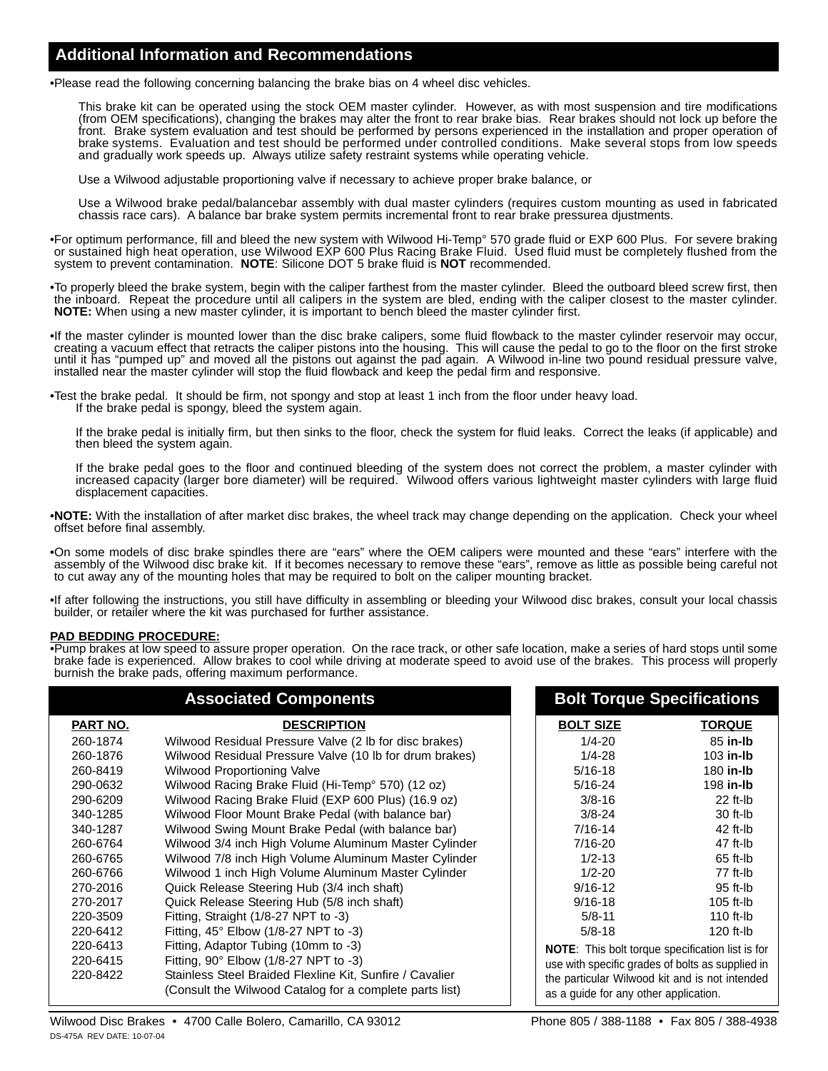## Additional Information and Recommendations

•Please read the following concerning balancing the brake bias on 4 wheel disc vehicles.

This brake kit can be operated using the stock OEM master cylinder. However, as with most suspension and tire modifications (from OEM specifications), changing the brakes may alter the front to rear brake bias. Rear brakes should not lock up before the front. Brake system evaluation and test should be performed by persons experienced in the installation and proper operation of brake systems. Evaluation and test should be performed under controlled conditions. Make several stops from low speeds and gradually work speeds up. Always utilize safety restraint systems while operating vehicle.

Use a Wilwood adjustable proportioning valve if necessary to achieve proper brake balance, or

Use a Wilwood brake pedal/balancebar assembly with dual master cylinders (requires custom mounting as used in fabricated chassis race cars). A balance bar brake system permits incremental front to rear brake pressurea djustments.

•For optimum performance, fill and bleed the new system with Wilwood Hi-Temp° 570 grade fluid or EXP 600 Plus. For severe braking or sustained high heat operation, use Wilwood EXP 600 Plus Racing Brake Fluid. Used fluid must be completely flushed from the system to prevent contamination. **NOTE**: Silicone DOT 5 brake fluid is **NOT** recommended.

•To properly bleed the brake system, begin with the caliper farthest from the master cylinder. Bleed the outboard bleed screw first, then the inboard. Repeat the procedure until all calipers in the system are bled, ending with the caliper closest to the master cylinder. **NOTE:** When using a new master cylinder, it is important to bench bleed the master cylinder first.

•If the master cylinder is mounted lower than the disc brake calipers, some fluid flowback to the master cylinder reservoir may occur, creating a vacuum effect that retracts the caliper pistons into the housing. This will cause the pedal to go to the floor on the first stroke until it has "pumped up" and moved all the pistons out against the pad again. A Wilwood in-line two pound residual pressure valve, installed near the master cylinder will stop the fluid flowback and keep the pedal firm and responsive.

•Test the brake pedal. It should be firm, not spongy and stop at least 1 inch from the floor under heavy load.

If the brake pedal is spongy, bleed the system again.

If the brake pedal is initially firm, but then sinks to the floor, check the system for fluid leaks. Correct the leaks (if applicable) and then bleed the system again.

If the brake pedal goes to the floor and continued bleeding of the system does not correct the problem, a master cylinder with increased capacity (larger bore diameter) will be required. Wilwood offers various lightweight master cylinders with large fluid displacement capacities.

•**NOTE:** With the installation of after market disc brakes, the wheel track may change depending on the application. Check your wheel offset before final assembly.

•On some models of disc brake spindles there are "ears" where the OEM calipers were mounted and these "ears" interfere with the assembly of the Wilwood disc brake kit. If it becomes necessary to remove these "ears", remove as little as possible being careful not to cut away any of the mounting holes that may be required to bolt on the caliper mounting bracket.

•If after following the instructions, you still have difficulty in assembling or bleeding your Wilwood disc brakes, consult your local chassis builder, or retailer where the kit was purchased for further assistance.

**PAD BEDDING PROCEDURE:**

•Pump brakes at low speed to assure proper operation. On the race track, or other safe location, make a series of hard stops until some brake fade is experienced. Allow brakes to cool while driving at moderate speed to avoid use of the brakes. This process will properly burnish the brake pads, offering maximum performance.

## Associated Components

| PART NO. | DESCRIPTION |
|---|---|
| 260-1874 | Wilwood Residual Pressure Valve (2 lb for disc brakes) |
| 260-1876 | Wilwood Residual Pressure Valve (10 lb for drum brakes) |
| 260-8419 | Wilwood Proportioning Valve |
| 290-0632 | Wilwood Racing Brake Fluid (Hi-Temp° 570) (12 oz) |
| 290-6209 | Wilwood Racing Brake Fluid (EXP 600 Plus) (16.9 oz) |
| 340-1285 | Wilwood Floor Mount Brake Pedal (with balance bar) |
| 340-1287 | Wilwood Swing Mount Brake Pedal (with balance bar) |
| 260-6764 | Wilwood 3/4 inch High Volume Aluminum Master Cylinder |
| 260-6765 | Wilwood 7/8 inch High Volume Aluminum Master Cylinder |
| 260-6766 | Wilwood 1 inch High Volume Aluminum Master Cylinder |
| 270-2016 | Quick Release Steering Hub (3/4 inch shaft) |
| 270-2017 | Quick Release Steering Hub (5/8 inch shaft) |
| 220-3509 | Fitting, Straight (1/8-27 NPT to -3) |
| 220-6412 | Fitting, 45° Elbow (1/8-27 NPT to -3) |
| 220-6413 | Fitting, Adaptor Tubing (10mm to -3) |
| 220-6415 | Fitting, 90° Elbow (1/8-27 NPT to -3) |
| 220-8422 | Stainless Steel Braided Flexline Kit, Sunfire / Cavalier |
| | (Consult the Wilwood Catalog for a complete parts list) |

## Bolt Torque Specifications

| BOLT SIZE | TORQUE |
|---|---|
| 1/4-20 | 85 **in-lb** |
| 1/4-28 | 103 **in-lb** |
| 5/16-18 | 180 **in-lb** |
| 5/16-24 | 198 **in-lb** |
| 3/8-16 | 22 ft-lb |
| 3/8-24 | 30 ft-lb |
| 7/16-14 | 42 ft-lb |
| 7/16-20 | 47 ft-lb |
| 1/2-13 | 65 ft-lb |
| 1/2-20 | 77 ft-lb |
| 9/16-12 | 95 ft-lb |
| 9/16-18 | 105 ft-lb |
| 5/8-11 | 110 ft-lb |
| 5/8-18 | 120 ft-lb |

**NOTE**: This bolt torque specification list is for use with specific grades of bolts as supplied in the particular Wilwood kit and is not intended as a guide for any other application.

Wilwood Disc Brakes • 4700 Calle Bolero, Camarillo, CA 93012 Phone 805 / 388-1188 • Fax 805 / 388-4938

DS-475A REV DATE: 10-07-04